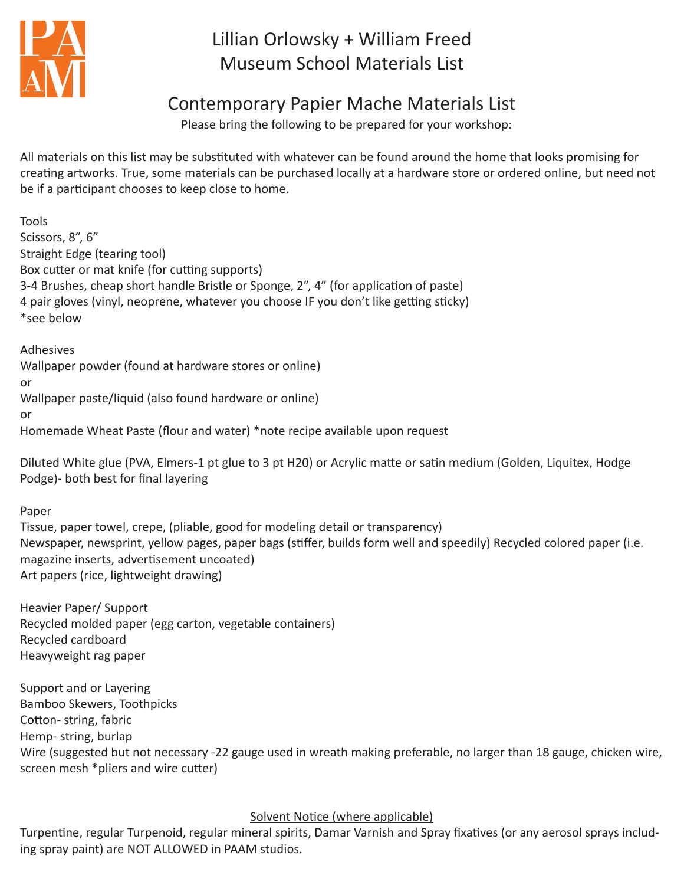PAAM

# Lillian Orlowsky + William Freed Museum School Materials List

## Contemporary Papier Mache Materials List

Please bring the following to be prepared for your workshop:

All materials on this list may be substituted with whatever can be found around the home that looks promising for creating artworks. True, some materials can be purchased locally at a hardware store or ordered online, but need not be if a participant chooses to keep close to home.

Tools
Scissors, 8", 6"
Straight Edge (tearing tool)
Box cutter or mat knife (for cutting supports)
3-4 Brushes, cheap short handle Bristle or Sponge, 2", 4" (for application of paste)
4 pair gloves (vinyl, neoprene, whatever you choose IF you don't like getting sticky)
*see below

Adhesives
Wallpaper powder (found at hardware stores or online)
or
Wallpaper paste/liquid (also found hardware or online)
or
Homemade Wheat Paste (flour and water) *note recipe available upon request

Diluted White glue (PVA, Elmers-1 pt glue to 3 pt H20) or Acrylic matte or satin medium (Golden, Liquitex, Hodge Podge)- both best for final layering

Paper
Tissue, paper towel, crepe, (pliable, good for modeling detail or transparency)
Newspaper, newsprint, yellow pages, paper bags (stiffer, builds form well and speedily) Recycled colored paper (i.e. magazine inserts, advertisement uncoated)
Art papers (rice, lightweight drawing)

Heavier Paper/ Support
Recycled molded paper (egg carton, vegetable containers)
Recycled cardboard
Heavyweight rag paper

Support and or Layering
Bamboo Skewers, Toothpicks
Cotton- string, fabric
Hemp- string, burlap
Wire (suggested but not necessary -22 gauge used in wreath making preferable, no larger than 18 gauge, chicken wire, screen mesh *pliers and wire cutter)

<u>Solvent Notice (where applicable)</u>

Turpentine, regular Turpenoid, regular mineral spirits, Damar Varnish and Spray fixatives (or any aerosol sprays including spray paint) are NOT ALLOWED in PAAM studios.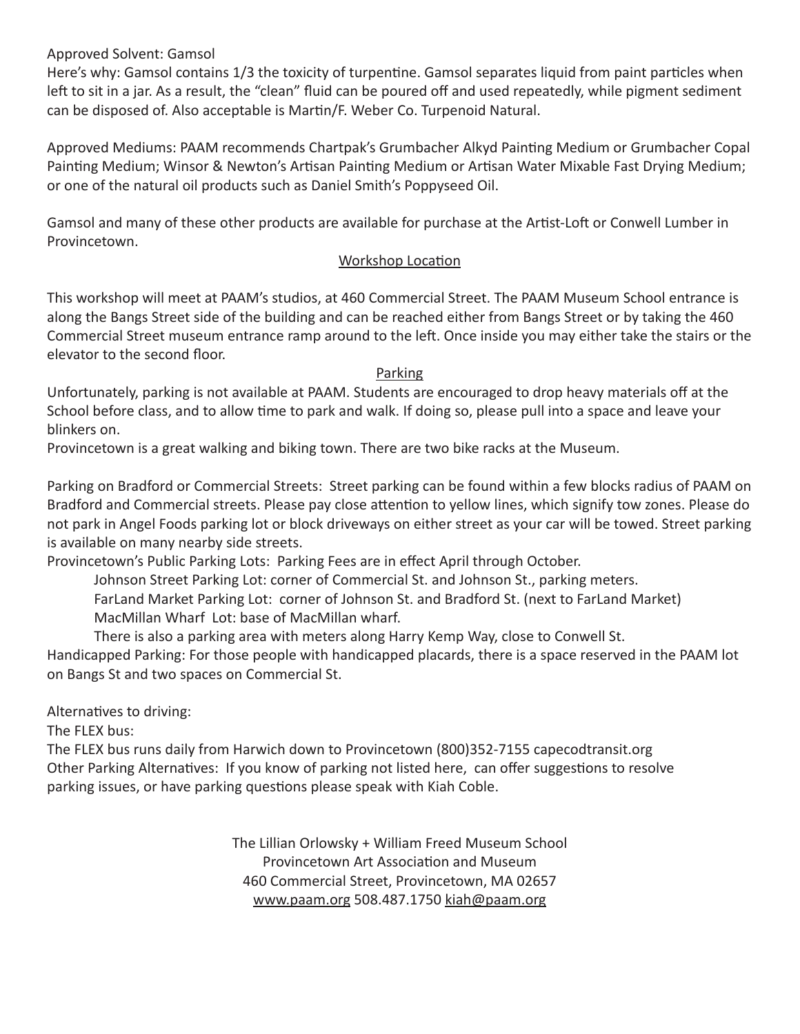Approved Solvent: Gamsol

Here's why: Gamsol contains 1/3 the toxicity of turpentine. Gamsol separates liquid from paint particles when left to sit in a jar. As a result, the "clean" fluid can be poured off and used repeatedly, while pigment sediment can be disposed of. Also acceptable is Martin/F. Weber Co. Turpenoid Natural.

Approved Mediums: PAAM recommends Chartpak's Grumbacher Alkyd Painting Medium or Grumbacher Copal Painting Medium; Winsor & Newton's Artisan Painting Medium or Artisan Water Mixable Fast Drying Medium; or one of the natural oil products such as Daniel Smith's Poppyseed Oil.

Gamsol and many of these other products are available for purchase at the Artist-Loft or Conwell Lumber in Provincetown.

## Workshop Location

This workshop will meet at PAAM's studios, at 460 Commercial Street. The PAAM Museum School entrance is along the Bangs Street side of the building and can be reached either from Bangs Street or by taking the 460 Commercial Street museum entrance ramp around to the left. Once inside you may either take the stairs or the elevator to the second floor.

## Parking

Unfortunately, parking is not available at PAAM. Students are encouraged to drop heavy materials off at the School before class, and to allow time to park and walk. If doing so, please pull into a space and leave your blinkers on.

Provincetown is a great walking and biking town. There are two bike racks at the Museum.

Parking on Bradford or Commercial Streets: Street parking can be found within a few blocks radius of PAAM on Bradford and Commercial streets. Please pay close attention to yellow lines, which signify tow zones. Please do not park in Angel Foods parking lot or block driveways on either street as your car will be towed. Street parking is available on many nearby side streets.

Provincetown's Public Parking Lots: Parking Fees are in effect April through October.

- Johnson Street Parking Lot: corner of Commercial St. and Johnson St., parking meters.
- FarLand Market Parking Lot: corner of Johnson St. and Bradford St. (next to FarLand Market)
- MacMillan Wharf Lot: base of MacMillan wharf.
- There is also a parking area with meters along Harry Kemp Way, close to Conwell St.

Handicapped Parking: For those people with handicapped placards, there is a space reserved in the PAAM lot on Bangs St and two spaces on Commercial St.

Alternatives to driving:

The FLEX bus:

The FLEX bus runs daily from Harwich down to Provincetown (800)352-7155 capecodtransit.org

Other Parking Alternatives: If you know of parking not listed here, can offer suggestions to resolve parking issues, or have parking questions please speak with Kiah Coble.

The Lillian Orlowsky + William Freed Museum School
Provincetown Art Association and Museum
460 Commercial Street, Provincetown, MA 02657
www.paam.org 508.487.1750 kiah@paam.org